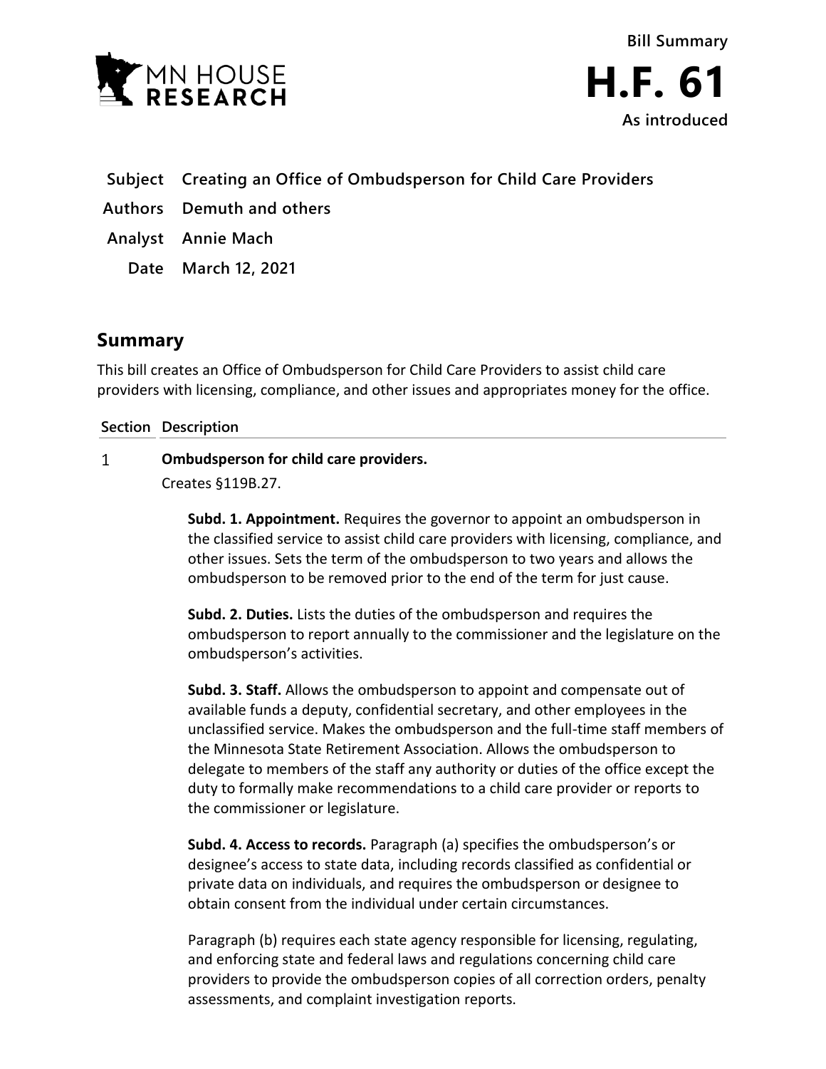Bill Summary

# H.F. 61

As introduced

**Subject** Creating an Office of Ombudsperson for Child Care Providers

**Authors** Demuth and others

**Analyst** Annie Mach

**Date** March 12, 2021

## Summary

This bill creates an Office of Ombudsperson for Child Care Providers to assist child care providers with licensing, compliance, and other issues and appropriates money for the office.

| Section | Description |
|---|---|
| 1 | **Ombudsperson for child care providers.** |

Creates §119B.27.

**Subd. 1. Appointment.** Requires the governor to appoint an ombudsperson in the classified service to assist child care providers with licensing, compliance, and other issues. Sets the term of the ombudsperson to two years and allows the ombudsperson to be removed prior to the end of the term for just cause.

**Subd. 2. Duties.** Lists the duties of the ombudsperson and requires the ombudsperson to report annually to the commissioner and the legislature on the ombudsperson's activities.

**Subd. 3. Staff.** Allows the ombudsperson to appoint and compensate out of available funds a deputy, confidential secretary, and other employees in the unclassified service. Makes the ombudsperson and the full-time staff members of the Minnesota State Retirement Association. Allows the ombudsperson to delegate to members of the staff any authority or duties of the office except the duty to formally make recommendations to a child care provider or reports to the commissioner or legislature.

**Subd. 4. Access to records.** Paragraph (a) specifies the ombudsperson's or designee's access to state data, including records classified as confidential or private data on individuals, and requires the ombudsperson or designee to obtain consent from the individual under certain circumstances.

Paragraph (b) requires each state agency responsible for licensing, regulating, and enforcing state and federal laws and regulations concerning child care providers to provide the ombudsperson copies of all correction orders, penalty assessments, and complaint investigation reports.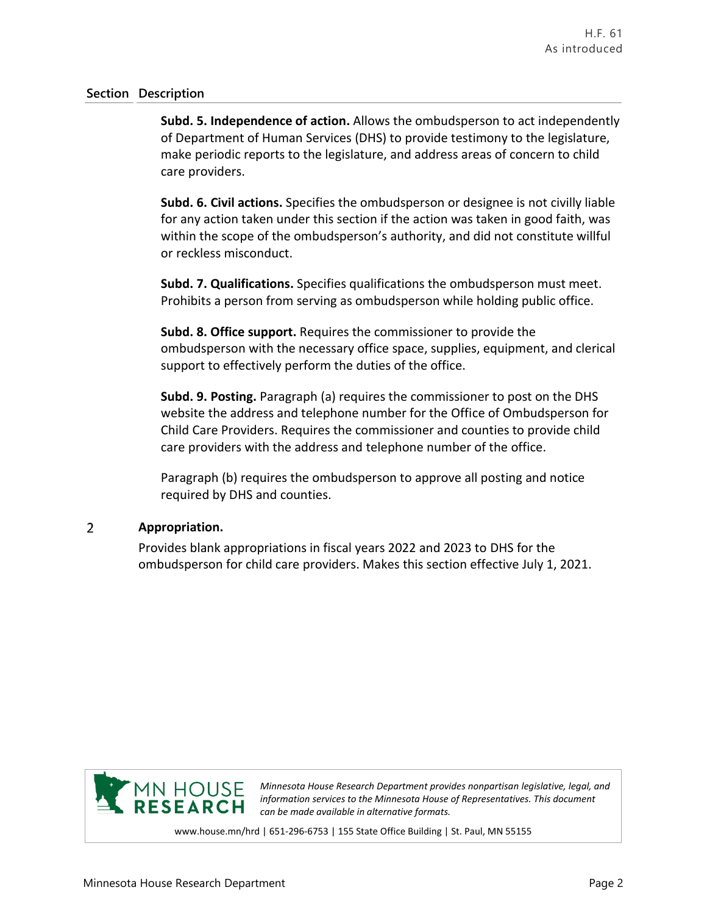| Section | Description |
|---|---|
| | **Subd. 5. Independence of action.** Allows the ombudsperson to act independently of Department of Human Services (DHS) to provide testimony to the legislature, make periodic reports to the legislature, and address areas of concern to child care providers. |
| | **Subd. 6. Civil actions.** Specifies the ombudsperson or designee is not civilly liable for any action taken under this section if the action was taken in good faith, was within the scope of the ombudsperson's authority, and did not constitute willful or reckless misconduct. |
| | **Subd. 7. Qualifications.** Specifies qualifications the ombudsperson must meet. Prohibits a person from serving as ombudsperson while holding public office. |
| | **Subd. 8. Office support.** Requires the commissioner to provide the ombudsperson with the necessary office space, supplies, equipment, and clerical support to effectively perform the duties of the office. |
| | **Subd. 9. Posting.** Paragraph (a) requires the commissioner to post on the DHS website the address and telephone number for the Office of Ombudsperson for Child Care Providers. Requires the commissioner and counties to provide child care providers with the address and telephone number of the office.<br><br>Paragraph (b) requires the ombudsperson to approve all posting and notice required by DHS and counties. |
| 2 | **Appropriation.**<br><br>Provides blank appropriations in fiscal years 2022 and 2023 to DHS for the ombudsperson for child care providers. Makes this section effective July 1, 2021. |

MN HOUSE RESEARCH

*Minnesota House Research Department provides nonpartisan legislative, legal, and information services to the Minnesota House of Representatives. This document can be made available in alternative formats.*

www.house.mn/hrd | 651-296-6753 | 155 State Office Building | St. Paul, MN 55155